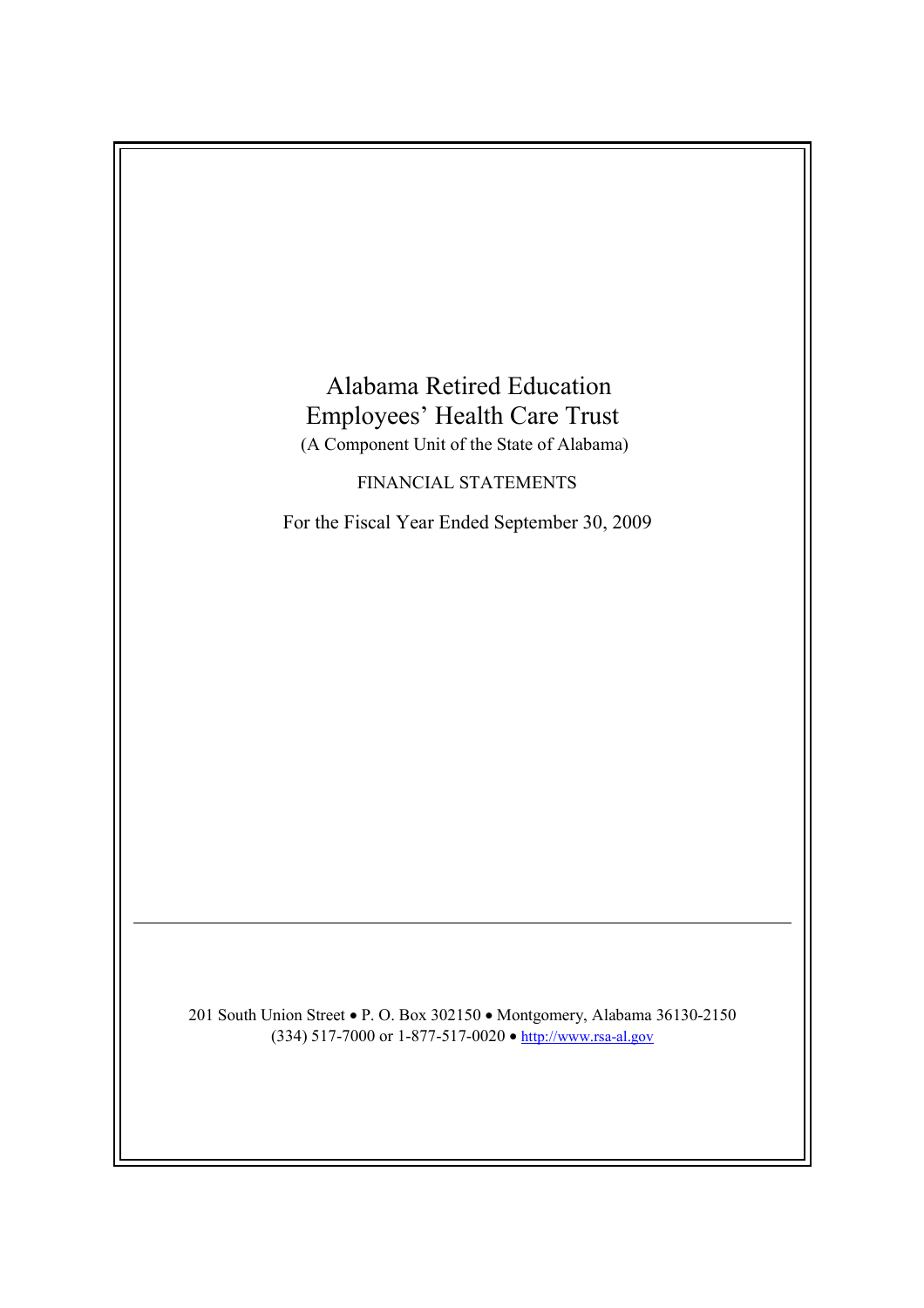# Alabama Retired Education Employees' Health Care Trust

(A Component Unit of the State of Alabama)

FINANCIAL STATEMENTS

For the Fiscal Year Ended September 30, 2009

---

201 South Union Street • P. O. Box 302150 • Montgomery, Alabama 36130-2150
(334) 517-7000 or 1-877-517-0020 • http://www.rsa-al.gov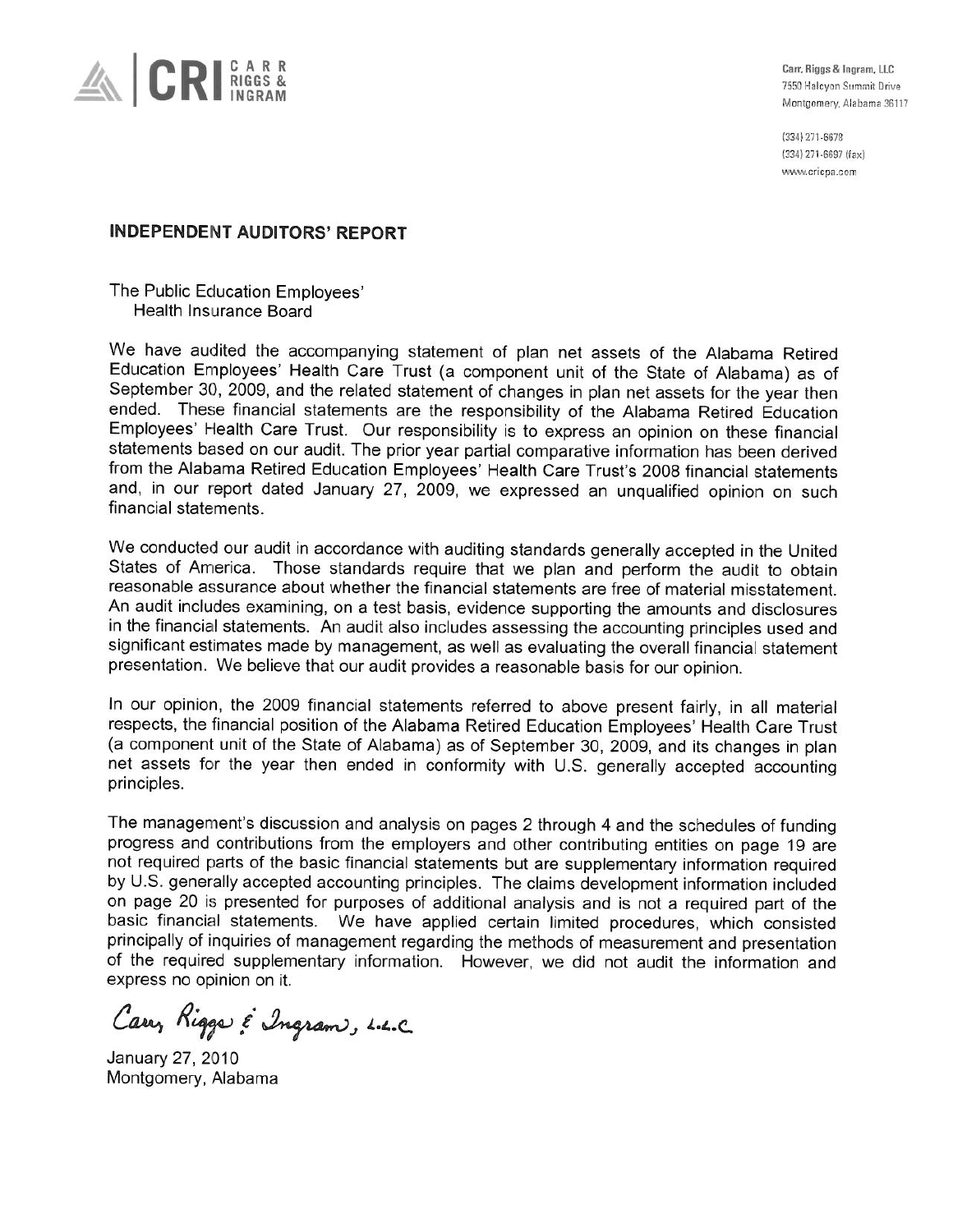CRI CARR RIGGS & INGRAM

Carr, Riggs & Ingram, LLC
7550 Halcyon Summit Drive
Montgomery, Alabama 36117

(334) 271-6678
(334) 271-6697 (fax)
www.cricpa.com

## INDEPENDENT AUDITORS' REPORT

The Public Education Employees'
Health Insurance Board

We have audited the accompanying statement of plan net assets of the Alabama Retired Education Employees' Health Care Trust (a component unit of the State of Alabama) as of September 30, 2009, and the related statement of changes in plan net assets for the year then ended. These financial statements are the responsibility of the Alabama Retired Education Employees' Health Care Trust. Our responsibility is to express an opinion on these financial statements based on our audit. The prior year partial comparative information has been derived from the Alabama Retired Education Employees' Health Care Trust's 2008 financial statements and, in our report dated January 27, 2009, we expressed an unqualified opinion on such financial statements.

We conducted our audit in accordance with auditing standards generally accepted in the United States of America. Those standards require that we plan and perform the audit to obtain reasonable assurance about whether the financial statements are free of material misstatement. An audit includes examining, on a test basis, evidence supporting the amounts and disclosures in the financial statements. An audit also includes assessing the accounting principles used and significant estimates made by management, as well as evaluating the overall financial statement presentation. We believe that our audit provides a reasonable basis for our opinion.

In our opinion, the 2009 financial statements referred to above present fairly, in all material respects, the financial position of the Alabama Retired Education Employees' Health Care Trust (a component unit of the State of Alabama) as of September 30, 2009, and its changes in plan net assets for the year then ended in conformity with U.S. generally accepted accounting principles.

The management's discussion and analysis on pages 2 through 4 and the schedules of funding progress and contributions from the employers and other contributing entities on page 19 are not required parts of the basic financial statements but are supplementary information required by U.S. generally accepted accounting principles. The claims development information included on page 20 is presented for purposes of additional analysis and is not a required part of the basic financial statements. We have applied certain limited procedures, which consisted principally of inquiries of management regarding the methods of measurement and presentation of the required supplementary information. However, we did not audit the information and express no opinion on it.

*Carr, Riggs & Ingram, L.L.C.*

January 27, 2010
Montgomery, Alabama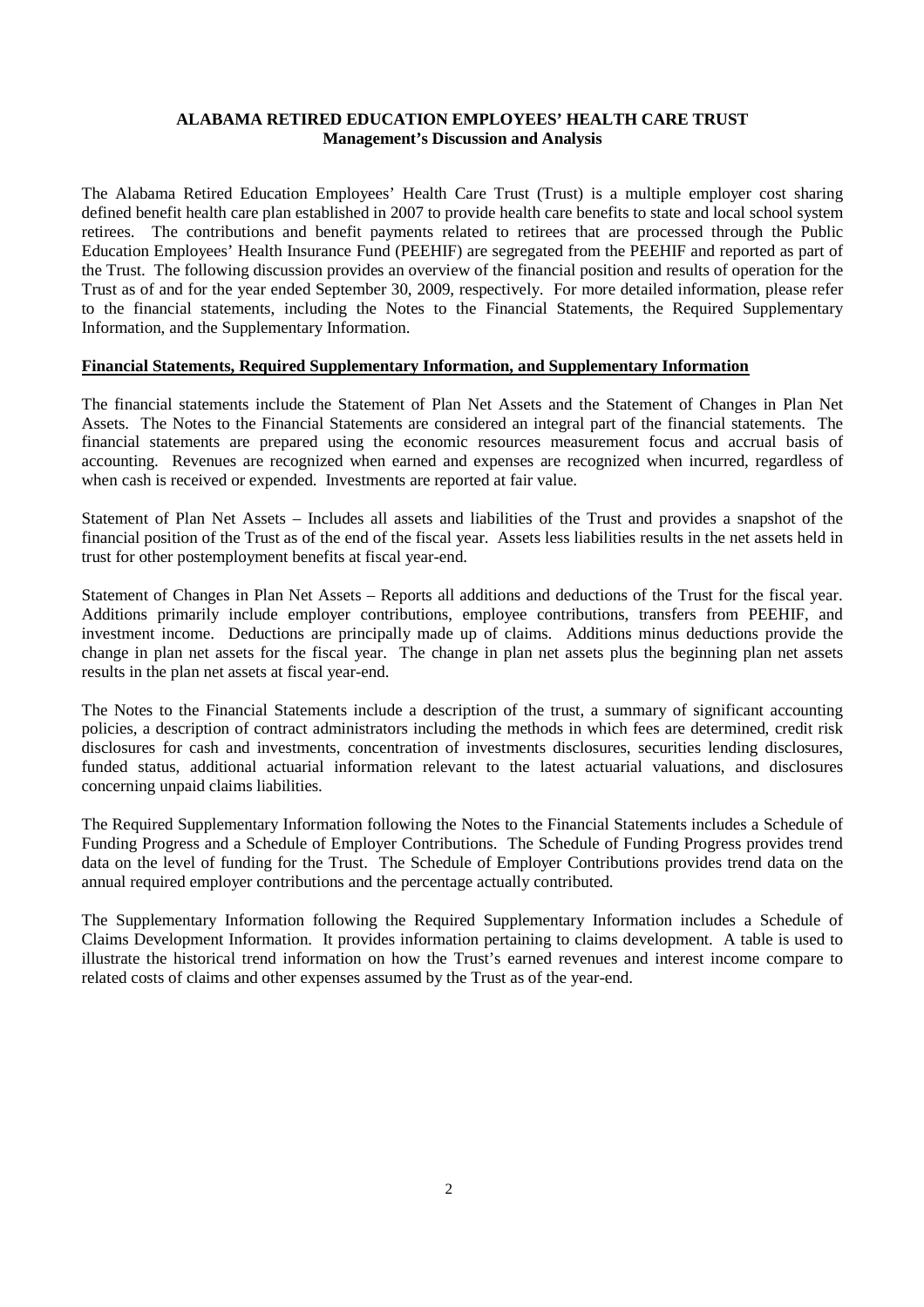**ALABAMA RETIRED EDUCATION EMPLOYEES' HEALTH CARE TRUST**
**Management's Discussion and Analysis**

The Alabama Retired Education Employees' Health Care Trust (Trust) is a multiple employer cost sharing defined benefit health care plan established in 2007 to provide health care benefits to state and local school system retirees. The contributions and benefit payments related to retirees that are processed through the Public Education Employees' Health Insurance Fund (PEEHIF) are segregated from the PEEHIF and reported as part of the Trust. The following discussion provides an overview of the financial position and results of operation for the Trust as of and for the year ended September 30, 2009, respectively. For more detailed information, please refer to the financial statements, including the Notes to the Financial Statements, the Required Supplementary Information, and the Supplementary Information.

**Financial Statements, Required Supplementary Information, and Supplementary Information**

The financial statements include the Statement of Plan Net Assets and the Statement of Changes in Plan Net Assets. The Notes to the Financial Statements are considered an integral part of the financial statements. The financial statements are prepared using the economic resources measurement focus and accrual basis of accounting. Revenues are recognized when earned and expenses are recognized when incurred, regardless of when cash is received or expended. Investments are reported at fair value.

Statement of Plan Net Assets – Includes all assets and liabilities of the Trust and provides a snapshot of the financial position of the Trust as of the end of the fiscal year. Assets less liabilities results in the net assets held in trust for other postemployment benefits at fiscal year-end.

Statement of Changes in Plan Net Assets – Reports all additions and deductions of the Trust for the fiscal year. Additions primarily include employer contributions, employee contributions, transfers from PEEHIF, and investment income. Deductions are principally made up of claims. Additions minus deductions provide the change in plan net assets for the fiscal year. The change in plan net assets plus the beginning plan net assets results in the plan net assets at fiscal year-end.

The Notes to the Financial Statements include a description of the trust, a summary of significant accounting policies, a description of contract administrators including the methods in which fees are determined, credit risk disclosures for cash and investments, concentration of investments disclosures, securities lending disclosures, funded status, additional actuarial information relevant to the latest actuarial valuations, and disclosures concerning unpaid claims liabilities.

The Required Supplementary Information following the Notes to the Financial Statements includes a Schedule of Funding Progress and a Schedule of Employer Contributions. The Schedule of Funding Progress provides trend data on the level of funding for the Trust. The Schedule of Employer Contributions provides trend data on the annual required employer contributions and the percentage actually contributed.

The Supplementary Information following the Required Supplementary Information includes a Schedule of Claims Development Information. It provides information pertaining to claims development. A table is used to illustrate the historical trend information on how the Trust's earned revenues and interest income compare to related costs of claims and other expenses assumed by the Trust as of the year-end.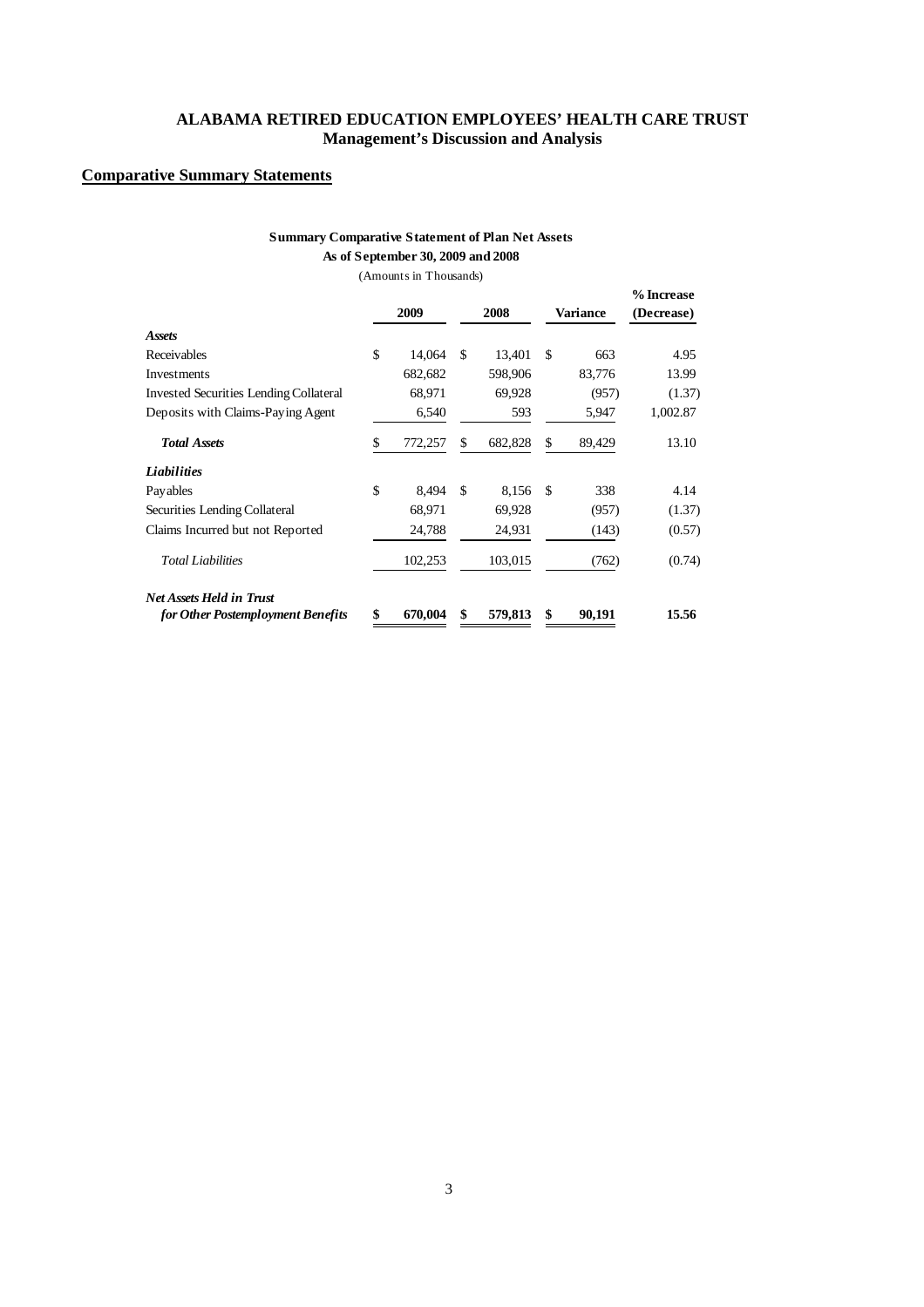# ALABAMA RETIRED EDUCATION EMPLOYEES' HEALTH CARE TRUST
## Management's Discussion and Analysis

## Comparative Summary Statements

**Summary Comparative Statement of Plan Net Assets**
**As of September 30, 2009 and 2008**
(Amounts in Thousands)

| | 2009 | 2008 | Variance | % Increase (Decrease) |
|---|---|---|---|---|
| ***Assets*** | | | | |
| Receivables | $ 14,064 | $ 13,401 | $ 663 | 4.95 |
| Investments | 682,682 | 598,906 | 83,776 | 13.99 |
| Invested Securities Lending Collateral | 68,971 | 69,928 | (957) | (1.37) |
| Deposits with Claims-Paying Agent | 6,540 | 593 | 5,947 | 1,002.87 |
| ***Total Assets*** | $ 772,257 | $ 682,828 | $ 89,429 | 13.10 |
| ***Liabilities*** | | | | |
| Payables | $ 8,494 | $ 8,156 | $ 338 | 4.14 |
| Securities Lending Collateral | 68,971 | 69,928 | (957) | (1.37) |
| Claims Incurred but not Reported | 24,788 | 24,931 | (143) | (0.57) |
| *Total Liabilities* | 102,253 | 103,015 | (762) | (0.74) |
| ***Net Assets Held in Trust for Other Postemployment Benefits*** | **$ 670,004** | **$ 579,813** | **$ 90,191** | **15.56** |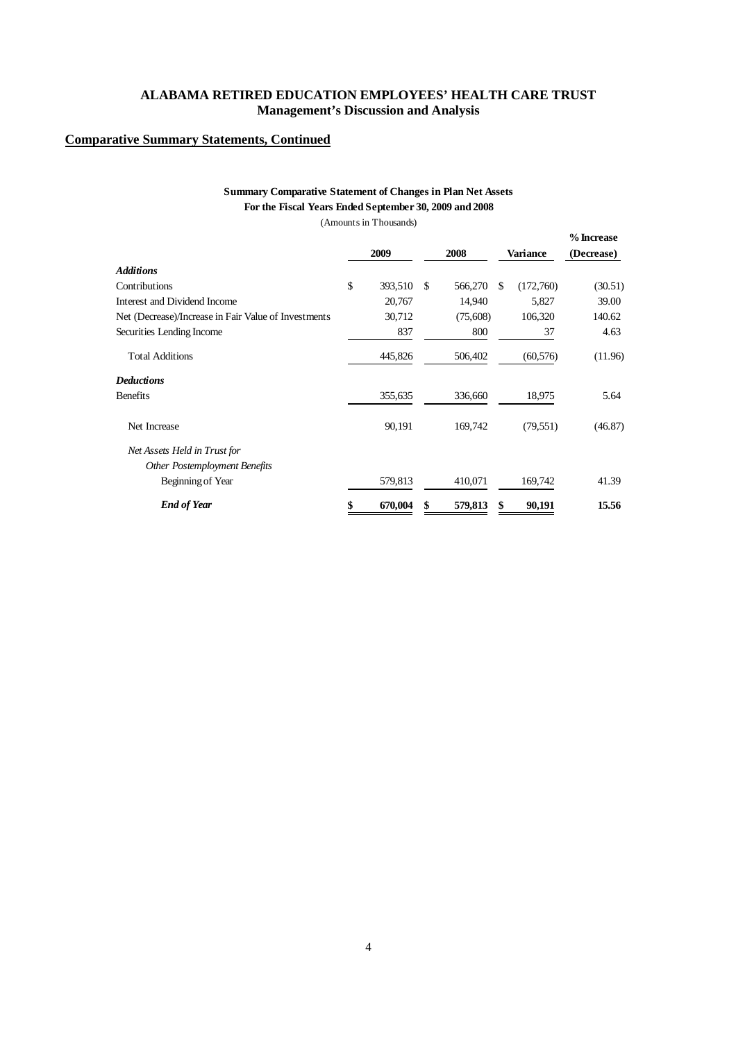# ALABAMA RETIRED EDUCATION EMPLOYEES' HEALTH CARE TRUST
## Management's Discussion and Analysis

**Comparative Summary Statements, Continued**

**Summary Comparative Statement of Changes in Plan Net Assets**
**For the Fiscal Years Ended September 30, 2009 and 2008**
(Amounts in Thousands)

| | 2009 | 2008 | Variance | % Increase (Decrease) |
|---|---|---|---|---|
| ***Additions*** | | | | |
| Contributions | $ 393,510 | $ 566,270 | $ (172,760) | (30.51) |
| Interest and Dividend Income | 20,767 | 14,940 | 5,827 | 39.00 |
| Net (Decrease)/Increase in Fair Value of Investments | 30,712 | (75,608) | 106,320 | 140.62 |
| Securities Lending Income | 837 | 800 | 37 | 4.63 |
| Total Additions | 445,826 | 506,402 | (60,576) | (11.96) |
| ***Deductions*** | | | | |
| Benefits | 355,635 | 336,660 | 18,975 | 5.64 |
| Net Increase | 90,191 | 169,742 | (79,551) | (46.87) |
| *Net Assets Held in Trust for Other Postemployment Benefits* | | | | |
| Beginning of Year | 579,813 | 410,071 | 169,742 | 41.39 |
| ***End of Year*** | **$ 670,004** | **$ 579,813** | **$ 90,191** | **15.56** |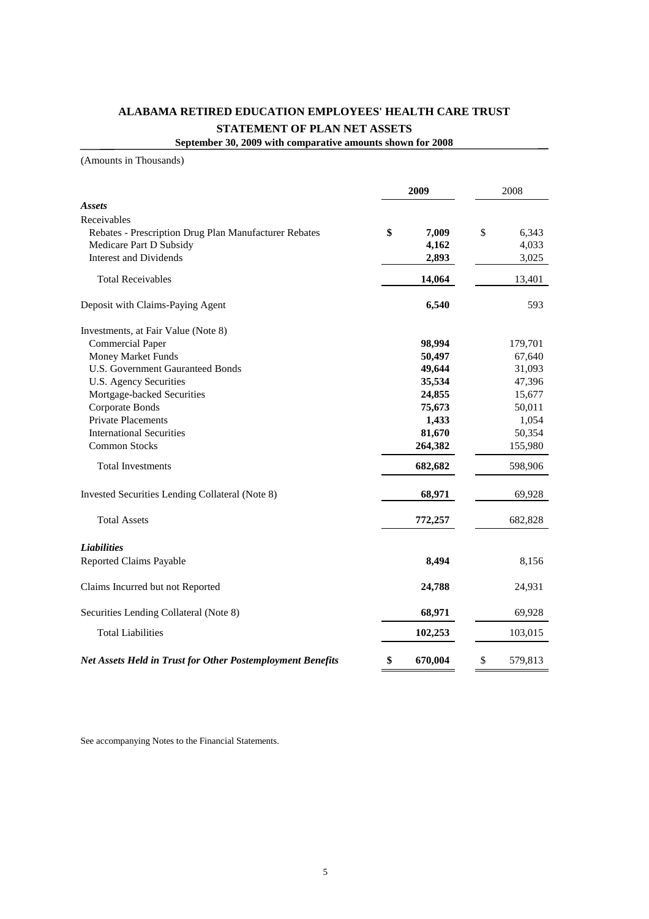# ALABAMA RETIRED EDUCATION EMPLOYEES' HEALTH CARE TRUST

## STATEMENT OF PLAN NET ASSETS

**September 30, 2009 with comparative amounts shown for 2008**

(Amounts in Thousands)

| | **2009** | 2008 |
|---|---|---|
| ***Assets*** | | |
| Receivables | | |
| Rebates - Prescription Drug Plan Manufacturer Rebates | **$ 7,009** | $ 6,343 |
| Medicare Part D Subsidy | **4,162** | 4,033 |
| Interest and Dividends | **2,893** | 3,025 |
| Total Receivables | **14,064** | 13,401 |
| Deposit with Claims-Paying Agent | **6,540** | 593 |
| Investments, at Fair Value (Note 8) | | |
| Commercial Paper | **98,994** | 179,701 |
| Money Market Funds | **50,497** | 67,640 |
| U.S. Government Gauranteed Bonds | **49,644** | 31,093 |
| U.S. Agency Securities | **35,534** | 47,396 |
| Mortgage-backed Securities | **24,855** | 15,677 |
| Corporate Bonds | **75,673** | 50,011 |
| Private Placements | **1,433** | 1,054 |
| International Securities | **81,670** | 50,354 |
| Common Stocks | **264,382** | 155,980 |
| Total Investments | **682,682** | 598,906 |
| Invested Securities Lending Collateral (Note 8) | **68,971** | 69,928 |
| Total Assets | **772,257** | 682,828 |
| ***Liabilities*** | | |
| Reported Claims Payable | **8,494** | 8,156 |
| Claims Incurred but not Reported | **24,788** | 24,931 |
| Securities Lending Collateral (Note 8) | **68,971** | 69,928 |
| Total Liabilities | **102,253** | 103,015 |
| ***Net Assets Held in Trust for Other Postemployment Benefits*** | **$ 670,004** | $ 579,813 |

See accompanying Notes to the Financial Statements.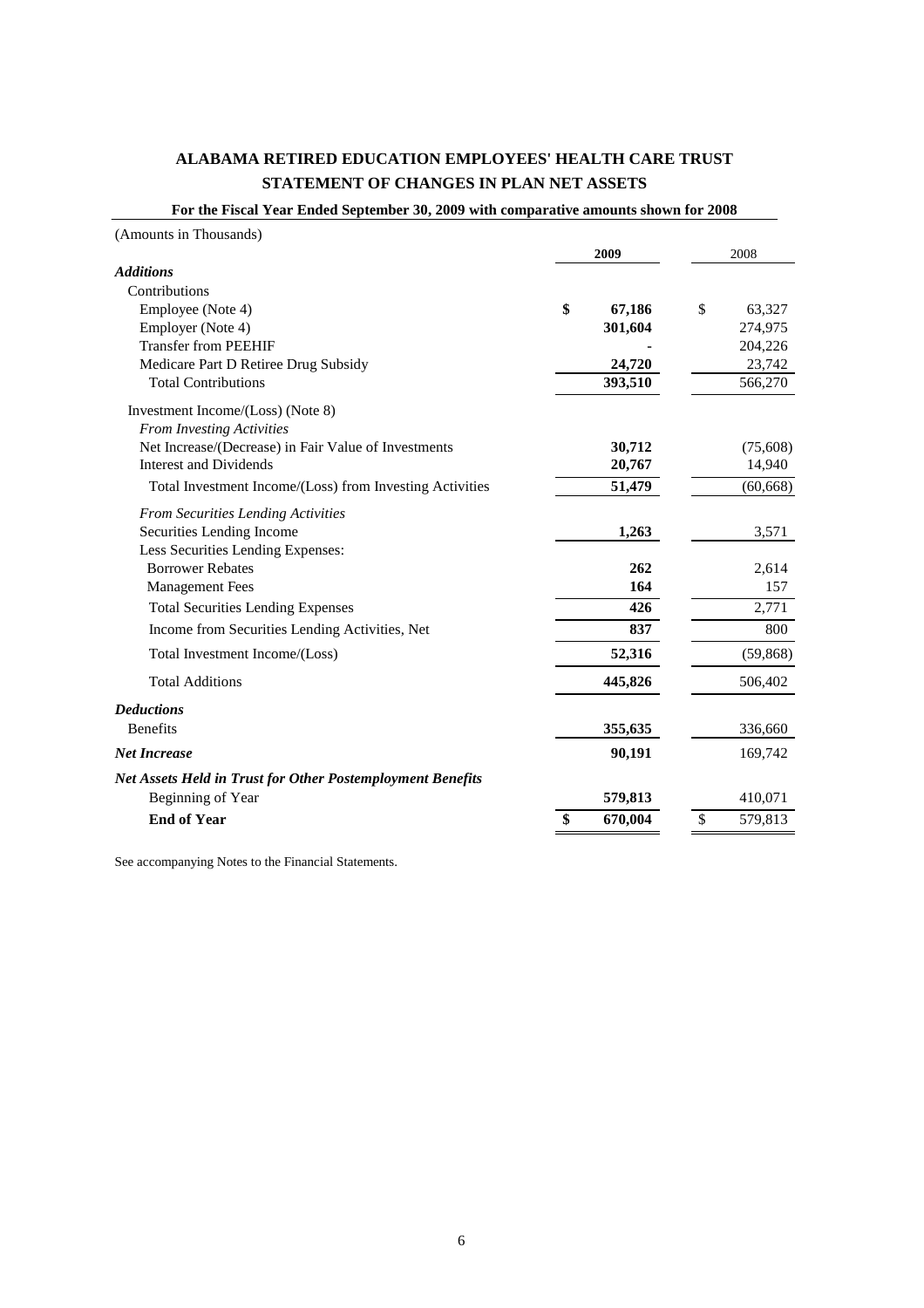# ALABAMA RETIRED EDUCATION EMPLOYEES' HEALTH CARE TRUST

## STATEMENT OF CHANGES IN PLAN NET ASSETS

**For the Fiscal Year Ended September 30, 2009 with comparative amounts shown for 2008**

(Amounts in Thousands)

| | 2009 | 2008 |
|---|---|---|
| ***Additions*** | | |
| Contributions | | |
| Employee (Note 4) | **$ 67,186** | $ 63,327 |
| Employer (Note 4) | **301,604** | 274,975 |
| Transfer from PEEHIF | **-** | 204,226 |
| Medicare Part D Retiree Drug Subsidy | **24,720** | 23,742 |
| Total Contributions | **393,510** | 566,270 |
| Investment Income/(Loss) (Note 8) | | |
| *From Investing Activities* | | |
| Net Increase/(Decrease) in Fair Value of Investments | **30,712** | (75,608) |
| Interest and Dividends | **20,767** | 14,940 |
| Total Investment Income/(Loss) from Investing Activities | **51,479** | (60,668) |
| *From Securities Lending Activities* | | |
| Securities Lending Income | **1,263** | 3,571 |
| Less Securities Lending Expenses: | | |
| Borrower Rebates | **262** | 2,614 |
| Management Fees | **164** | 157 |
| Total Securities Lending Expenses | **426** | 2,771 |
| Income from Securities Lending Activities, Net | **837** | 800 |
| Total Investment Income/(Loss) | **52,316** | (59,868) |
| Total Additions | **445,826** | 506,402 |
| ***Deductions*** | | |
| Benefits | **355,635** | 336,660 |
| ***Net Increase*** | **90,191** | 169,742 |
| ***Net Assets Held in Trust for Other Postemployment Benefits*** | | |
| Beginning of Year | **579,813** | 410,071 |
| **End of Year** | **$ 670,004** | $ 579,813 |

See accompanying Notes to the Financial Statements.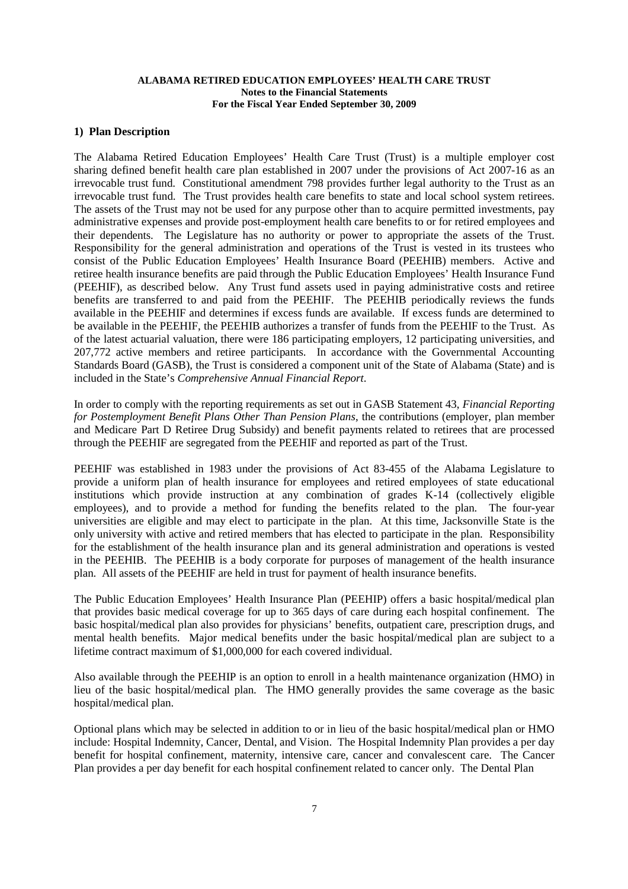**ALABAMA RETIRED EDUCATION EMPLOYEES' HEALTH CARE TRUST**
**Notes to the Financial Statements**
**For the Fiscal Year Ended September 30, 2009**

## 1) Plan Description

The Alabama Retired Education Employees' Health Care Trust (Trust) is a multiple employer cost sharing defined benefit health care plan established in 2007 under the provisions of Act 2007-16 as an irrevocable trust fund. Constitutional amendment 798 provides further legal authority to the Trust as an irrevocable trust fund. The Trust provides health care benefits to state and local school system retirees. The assets of the Trust may not be used for any purpose other than to acquire permitted investments, pay administrative expenses and provide post-employment health care benefits to or for retired employees and their dependents. The Legislature has no authority or power to appropriate the assets of the Trust. Responsibility for the general administration and operations of the Trust is vested in its trustees who consist of the Public Education Employees' Health Insurance Board (PEEHIB) members. Active and retiree health insurance benefits are paid through the Public Education Employees' Health Insurance Fund (PEEHIF), as described below. Any Trust fund assets used in paying administrative costs and retiree benefits are transferred to and paid from the PEEHIF. The PEEHIB periodically reviews the funds available in the PEEHIF and determines if excess funds are available. If excess funds are determined to be available in the PEEHIF, the PEEHIB authorizes a transfer of funds from the PEEHIF to the Trust. As of the latest actuarial valuation, there were 186 participating employers, 12 participating universities, and 207,772 active members and retiree participants. In accordance with the Governmental Accounting Standards Board (GASB), the Trust is considered a component unit of the State of Alabama (State) and is included in the State's *Comprehensive Annual Financial Report*.

In order to comply with the reporting requirements as set out in GASB Statement 43, *Financial Reporting for Postemployment Benefit Plans Other Than Pension Plans*, the contributions (employer, plan member and Medicare Part D Retiree Drug Subsidy) and benefit payments related to retirees that are processed through the PEEHIF are segregated from the PEEHIF and reported as part of the Trust.

PEEHIF was established in 1983 under the provisions of Act 83-455 of the Alabama Legislature to provide a uniform plan of health insurance for employees and retired employees of state educational institutions which provide instruction at any combination of grades K-14 (collectively eligible employees), and to provide a method for funding the benefits related to the plan. The four-year universities are eligible and may elect to participate in the plan. At this time, Jacksonville State is the only university with active and retired members that has elected to participate in the plan. Responsibility for the establishment of the health insurance plan and its general administration and operations is vested in the PEEHIB. The PEEHIB is a body corporate for purposes of management of the health insurance plan. All assets of the PEEHIF are held in trust for payment of health insurance benefits.

The Public Education Employees' Health Insurance Plan (PEEHIP) offers a basic hospital/medical plan that provides basic medical coverage for up to 365 days of care during each hospital confinement. The basic hospital/medical plan also provides for physicians' benefits, outpatient care, prescription drugs, and mental health benefits. Major medical benefits under the basic hospital/medical plan are subject to a lifetime contract maximum of $1,000,000 for each covered individual.

Also available through the PEEHIP is an option to enroll in a health maintenance organization (HMO) in lieu of the basic hospital/medical plan. The HMO generally provides the same coverage as the basic hospital/medical plan.

Optional plans which may be selected in addition to or in lieu of the basic hospital/medical plan or HMO include: Hospital Indemnity, Cancer, Dental, and Vision. The Hospital Indemnity Plan provides a per day benefit for hospital confinement, maternity, intensive care, cancer and convalescent care. The Cancer Plan provides a per day benefit for each hospital confinement related to cancer only. The Dental Plan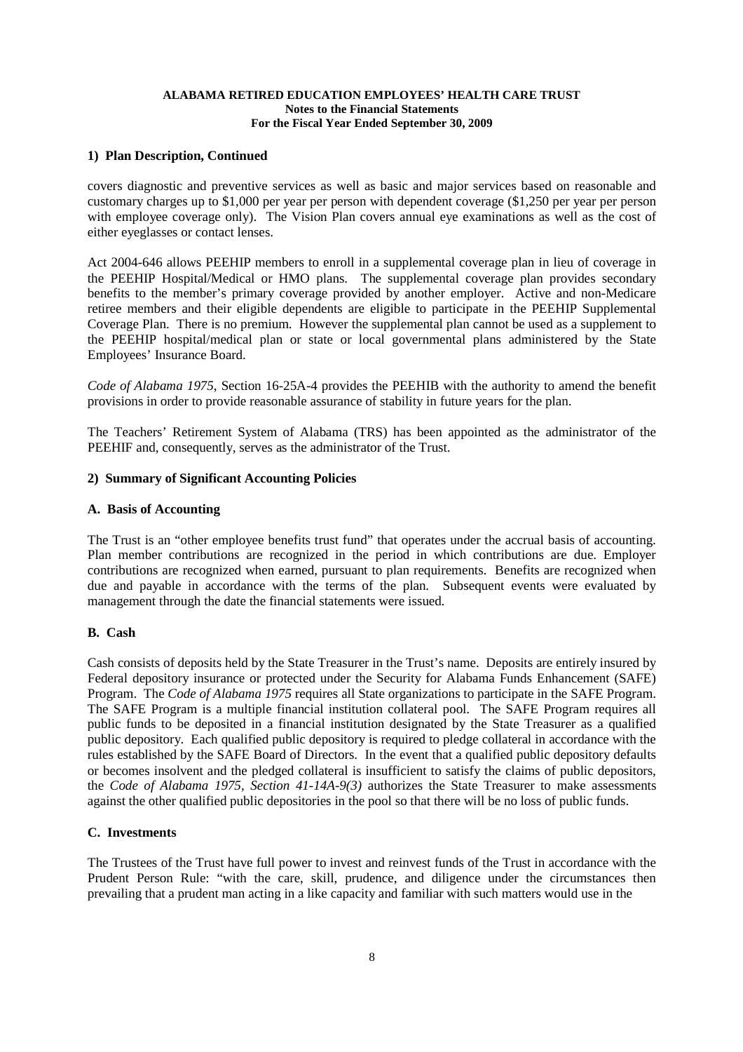## 1) Plan Description, Continued

covers diagnostic and preventive services as well as basic and major services based on reasonable and customary charges up to $1,000 per year per person with dependent coverage ($1,250 per year per person with employee coverage only). The Vision Plan covers annual eye examinations as well as the cost of either eyeglasses or contact lenses.

Act 2004-646 allows PEEHIP members to enroll in a supplemental coverage plan in lieu of coverage in the PEEHIP Hospital/Medical or HMO plans. The supplemental coverage plan provides secondary benefits to the member's primary coverage provided by another employer. Active and non-Medicare retiree members and their eligible dependents are eligible to participate in the PEEHIP Supplemental Coverage Plan. There is no premium. However the supplemental plan cannot be used as a supplement to the PEEHIP hospital/medical plan or state or local governmental plans administered by the State Employees' Insurance Board.

*Code of Alabama 1975*, Section 16-25A-4 provides the PEEHIB with the authority to amend the benefit provisions in order to provide reasonable assurance of stability in future years for the plan.

The Teachers' Retirement System of Alabama (TRS) has been appointed as the administrator of the PEEHIF and, consequently, serves as the administrator of the Trust.

## 2) Summary of Significant Accounting Policies

### A. Basis of Accounting

The Trust is an "other employee benefits trust fund" that operates under the accrual basis of accounting. Plan member contributions are recognized in the period in which contributions are due. Employer contributions are recognized when earned, pursuant to plan requirements. Benefits are recognized when due and payable in accordance with the terms of the plan. Subsequent events were evaluated by management through the date the financial statements were issued.

### B. Cash

Cash consists of deposits held by the State Treasurer in the Trust's name. Deposits are entirely insured by Federal depository insurance or protected under the Security for Alabama Funds Enhancement (SAFE) Program. The *Code of Alabama 1975* requires all State organizations to participate in the SAFE Program. The SAFE Program is a multiple financial institution collateral pool. The SAFE Program requires all public funds to be deposited in a financial institution designated by the State Treasurer as a qualified public depository. Each qualified public depository is required to pledge collateral in accordance with the rules established by the SAFE Board of Directors. In the event that a qualified public depository defaults or becomes insolvent and the pledged collateral is insufficient to satisfy the claims of public depositors, the *Code of Alabama 1975, Section 41-14A-9(3)* authorizes the State Treasurer to make assessments against the other qualified public depositories in the pool so that there will be no loss of public funds.

### C. Investments

The Trustees of the Trust have full power to invest and reinvest funds of the Trust in accordance with the Prudent Person Rule: "with the care, skill, prudence, and diligence under the circumstances then prevailing that a prudent man acting in a like capacity and familiar with such matters would use in the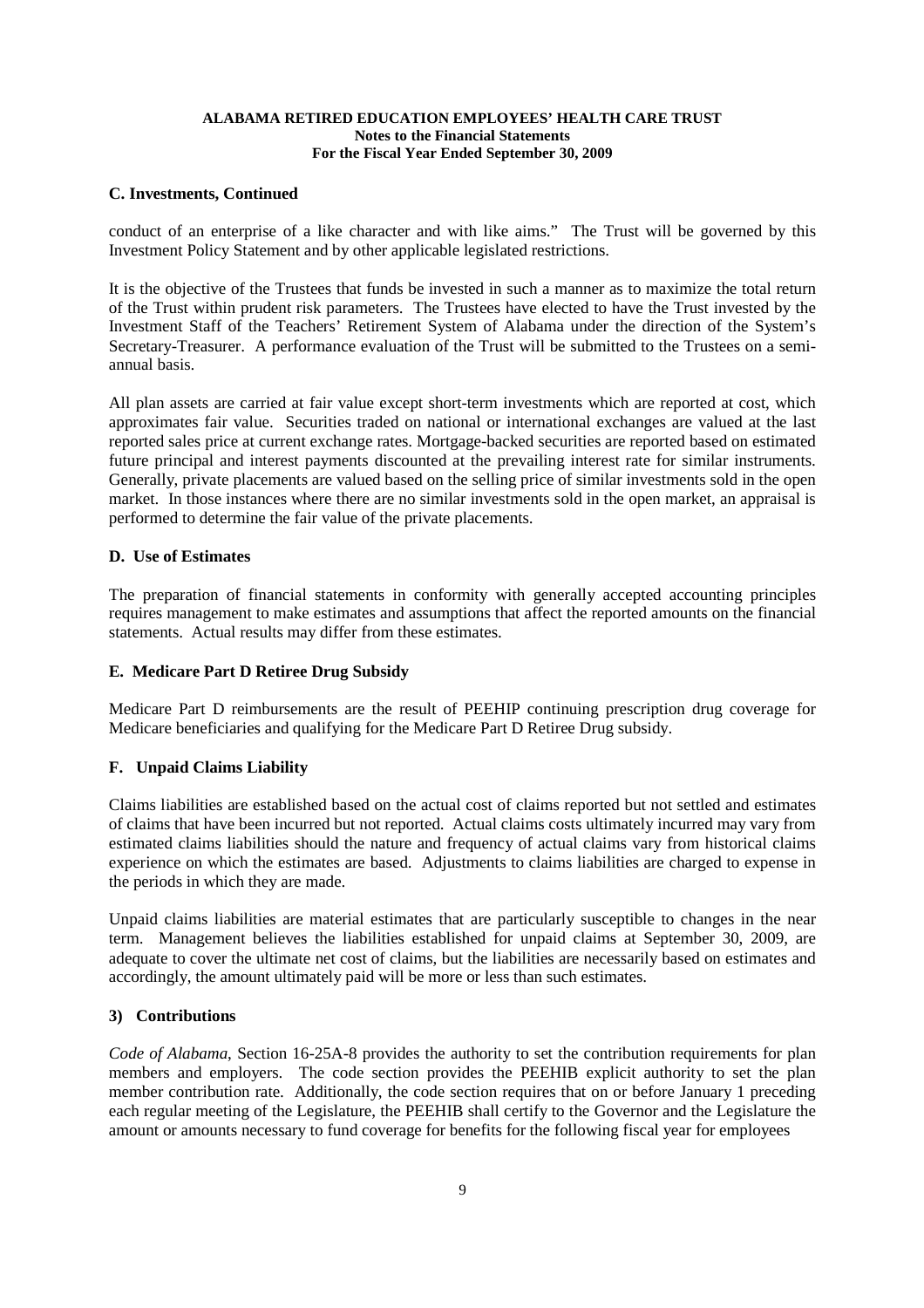### C. Investments, Continued

conduct of an enterprise of a like character and with like aims." The Trust will be governed by this Investment Policy Statement and by other applicable legislated restrictions.

It is the objective of the Trustees that funds be invested in such a manner as to maximize the total return of the Trust within prudent risk parameters. The Trustees have elected to have the Trust invested by the Investment Staff of the Teachers' Retirement System of Alabama under the direction of the System's Secretary-Treasurer. A performance evaluation of the Trust will be submitted to the Trustees on a semi-annual basis.

All plan assets are carried at fair value except short-term investments which are reported at cost, which approximates fair value. Securities traded on national or international exchanges are valued at the last reported sales price at current exchange rates. Mortgage-backed securities are reported based on estimated future principal and interest payments discounted at the prevailing interest rate for similar instruments. Generally, private placements are valued based on the selling price of similar investments sold in the open market. In those instances where there are no similar investments sold in the open market, an appraisal is performed to determine the fair value of the private placements.

### D. Use of Estimates

The preparation of financial statements in conformity with generally accepted accounting principles requires management to make estimates and assumptions that affect the reported amounts on the financial statements. Actual results may differ from these estimates.

### E. Medicare Part D Retiree Drug Subsidy

Medicare Part D reimbursements are the result of PEEHIP continuing prescription drug coverage for Medicare beneficiaries and qualifying for the Medicare Part D Retiree Drug subsidy.

### F. Unpaid Claims Liability

Claims liabilities are established based on the actual cost of claims reported but not settled and estimates of claims that have been incurred but not reported. Actual claims costs ultimately incurred may vary from estimated claims liabilities should the nature and frequency of actual claims vary from historical claims experience on which the estimates are based. Adjustments to claims liabilities are charged to expense in the periods in which they are made.

Unpaid claims liabilities are material estimates that are particularly susceptible to changes in the near term. Management believes the liabilities established for unpaid claims at September 30, 2009, are adequate to cover the ultimate net cost of claims, but the liabilities are necessarily based on estimates and accordingly, the amount ultimately paid will be more or less than such estimates.

## 3) Contributions

*Code of Alabama*, Section 16-25A-8 provides the authority to set the contribution requirements for plan members and employers. The code section provides the PEEHIB explicit authority to set the plan member contribution rate. Additionally, the code section requires that on or before January 1 preceding each regular meeting of the Legislature, the PEEHIB shall certify to the Governor and the Legislature the amount or amounts necessary to fund coverage for benefits for the following fiscal year for employees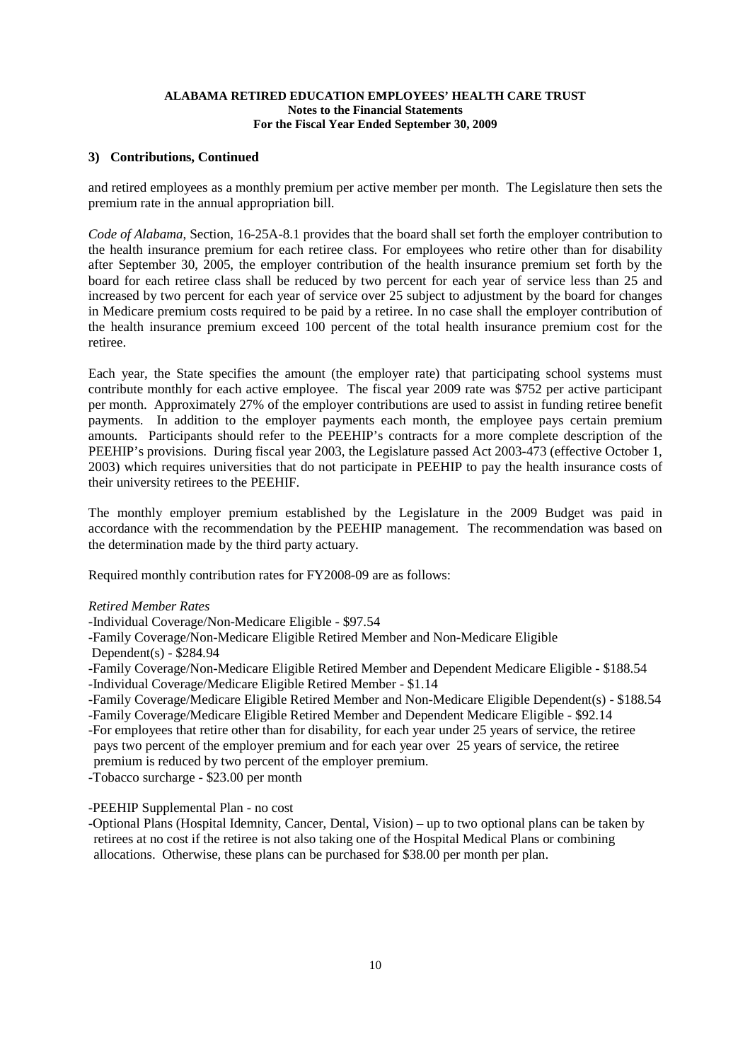### 3) Contributions, Continued

and retired employees as a monthly premium per active member per month. The Legislature then sets the premium rate in the annual appropriation bill.

*Code of Alabama*, Section, 16-25A-8.1 provides that the board shall set forth the employer contribution to the health insurance premium for each retiree class. For employees who retire other than for disability after September 30, 2005, the employer contribution of the health insurance premium set forth by the board for each retiree class shall be reduced by two percent for each year of service less than 25 and increased by two percent for each year of service over 25 subject to adjustment by the board for changes in Medicare premium costs required to be paid by a retiree. In no case shall the employer contribution of the health insurance premium exceed 100 percent of the total health insurance premium cost for the retiree.

Each year, the State specifies the amount (the employer rate) that participating school systems must contribute monthly for each active employee. The fiscal year 2009 rate was $752 per active participant per month. Approximately 27% of the employer contributions are used to assist in funding retiree benefit payments. In addition to the employer payments each month, the employee pays certain premium amounts. Participants should refer to the PEEHIP's contracts for a more complete description of the PEEHIP's provisions. During fiscal year 2003, the Legislature passed Act 2003-473 (effective October 1, 2003) which requires universities that do not participate in PEEHIP to pay the health insurance costs of their university retirees to the PEEHIF.

The monthly employer premium established by the Legislature in the 2009 Budget was paid in accordance with the recommendation by the PEEHIP management. The recommendation was based on the determination made by the third party actuary.

Required monthly contribution rates for FY2008-09 are as follows:

*Retired Member Rates*

- Individual Coverage/Non-Medicare Eligible - $97.54
- Family Coverage/Non-Medicare Eligible Retired Member and Non-Medicare Eligible Dependent(s) - $284.94
- Family Coverage/Non-Medicare Eligible Retired Member and Dependent Medicare Eligible - $188.54
- Individual Coverage/Medicare Eligible Retired Member - $1.14
- Family Coverage/Medicare Eligible Retired Member and Non-Medicare Eligible Dependent(s) - $188.54
- Family Coverage/Medicare Eligible Retired Member and Dependent Medicare Eligible - $92.14
- For employees that retire other than for disability, for each year under 25 years of service, the retiree pays two percent of the employer premium and for each year over 25 years of service, the retiree premium is reduced by two percent of the employer premium.
- Tobacco surcharge - $23.00 per month

- PEEHIP Supplemental Plan - no cost
- Optional Plans (Hospital Idemnity, Cancer, Dental, Vision) – up to two optional plans can be taken by retirees at no cost if the retiree is not also taking one of the Hospital Medical Plans or combining allocations. Otherwise, these plans can be purchased for $38.00 per month per plan.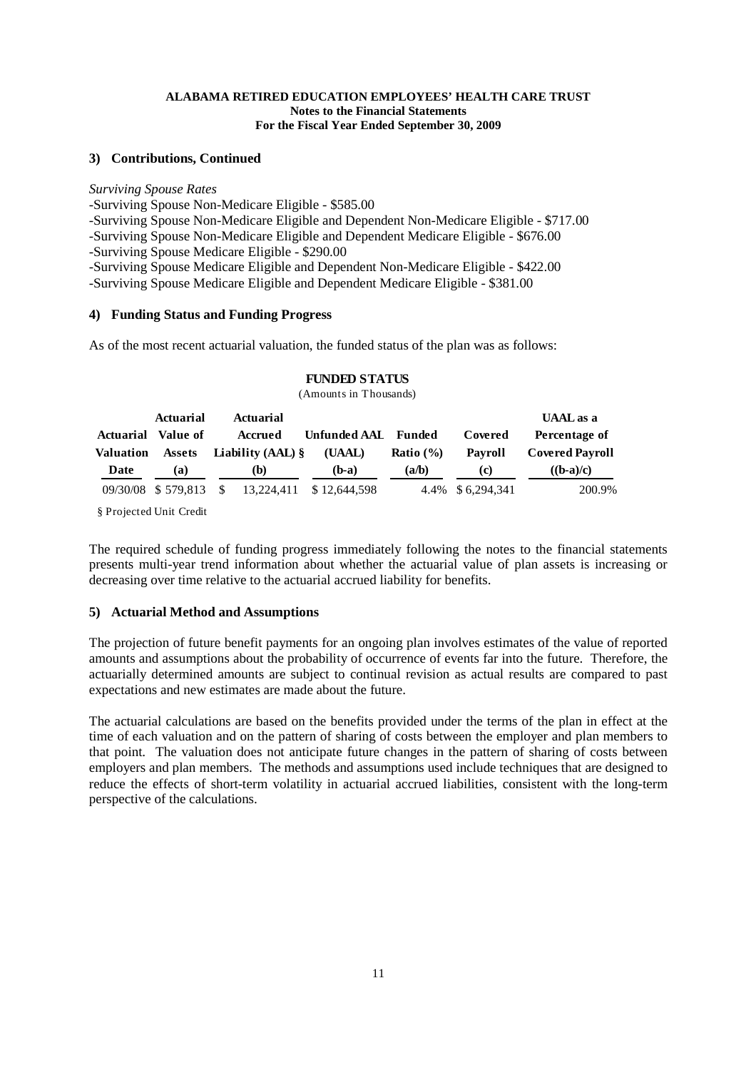**ALABAMA RETIRED EDUCATION EMPLOYEES' HEALTH CARE TRUST**
**Notes to the Financial Statements**
**For the Fiscal Year Ended September 30, 2009**

### 3) Contributions, Continued

*Surviving Spouse Rates*

-Surviving Spouse Non-Medicare Eligible - $585.00
-Surviving Spouse Non-Medicare Eligible and Dependent Non-Medicare Eligible - $717.00
-Surviving Spouse Non-Medicare Eligible and Dependent Medicare Eligible - $676.00
-Surviving Spouse Medicare Eligible - $290.00
-Surviving Spouse Medicare Eligible and Dependent Non-Medicare Eligible - $422.00
-Surviving Spouse Medicare Eligible and Dependent Medicare Eligible - $381.00

### 4) Funding Status and Funding Progress

As of the most recent actuarial valuation, the funded status of the plan was as follows:

**FUNDED STATUS**
(Amounts in Thousands)

| Actuarial Valuation Date | Actuarial Value of Assets (a) | Actuarial Accrued Liability (AAL) § (b) | Unfunded AAL (UAAL) (b-a) | Funded Ratio (%) (a/b) | Covered Payroll (c) | UAAL as a Percentage of Covered Payroll ((b-a)/c) |
|---|---|---|---|---|---|---|
| 09/30/08 | $ 579,813 | $ 13,224,411 | $ 12,644,598 | 4.4% | $ 6,294,341 | 200.9% |

§ Projected Unit Credit

The required schedule of funding progress immediately following the notes to the financial statements presents multi-year trend information about whether the actuarial value of plan assets is increasing or decreasing over time relative to the actuarial accrued liability for benefits.

### 5) Actuarial Method and Assumptions

The projection of future benefit payments for an ongoing plan involves estimates of the value of reported amounts and assumptions about the probability of occurrence of events far into the future. Therefore, the actuarially determined amounts are subject to continual revision as actual results are compared to past expectations and new estimates are made about the future.

The actuarial calculations are based on the benefits provided under the terms of the plan in effect at the time of each valuation and on the pattern of sharing of costs between the employer and plan members to that point. The valuation does not anticipate future changes in the pattern of sharing of costs between employers and plan members. The methods and assumptions used include techniques that are designed to reduce the effects of short-term volatility in actuarial accrued liabilities, consistent with the long-term perspective of the calculations.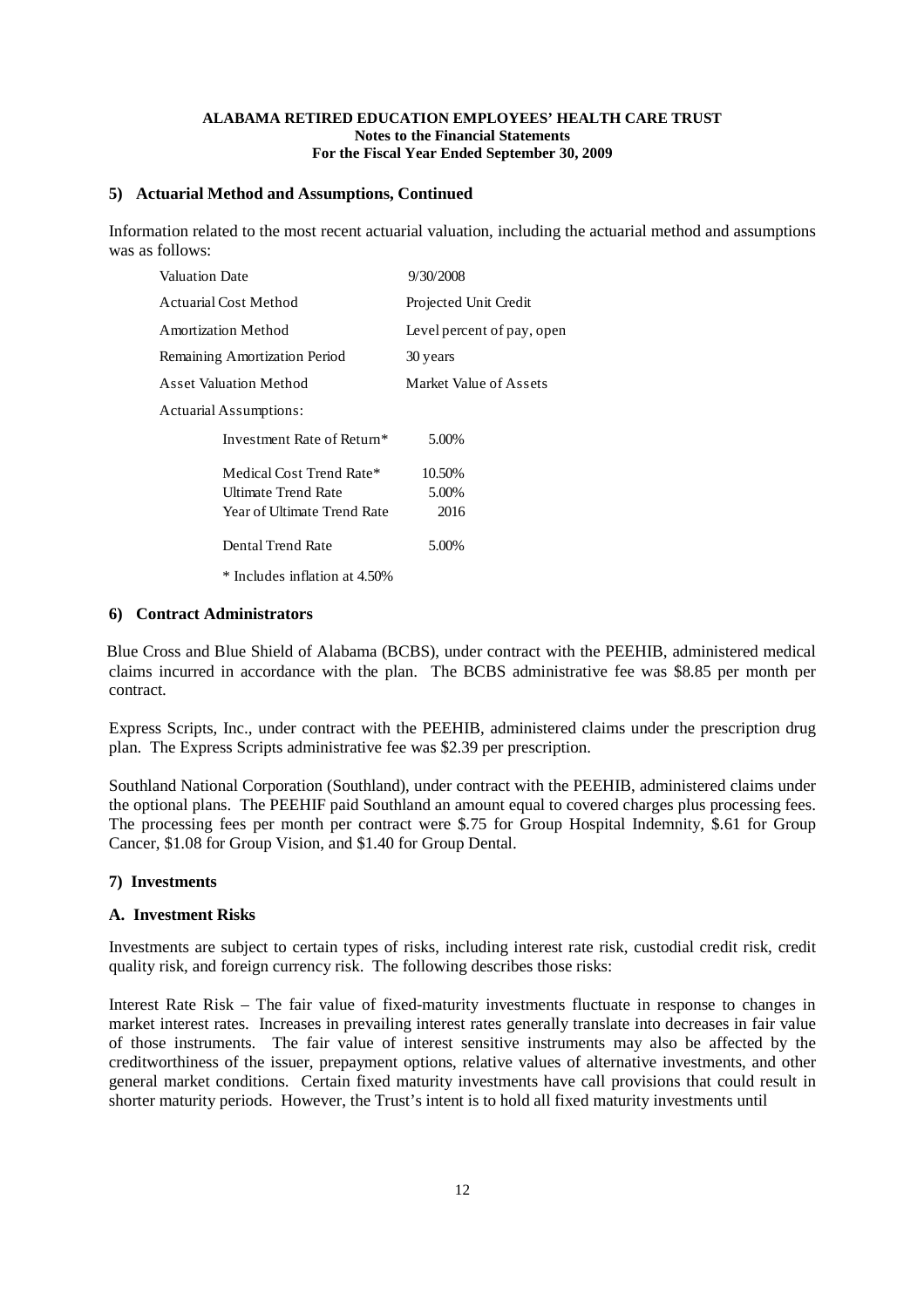**ALABAMA RETIRED EDUCATION EMPLOYEES' HEALTH CARE TRUST**
**Notes to the Financial Statements**
**For the Fiscal Year Ended September 30, 2009**

## 5) Actuarial Method and Assumptions, Continued

Information related to the most recent actuarial valuation, including the actuarial method and assumptions was as follows:

| | |
|---|---|
| Valuation Date | 9/30/2008 |
| Actuarial Cost Method | Projected Unit Credit |
| Amortization Method | Level percent of pay, open |
| Remaining Amortization Period | 30 years |
| Asset Valuation Method | Market Value of Assets |
| Actuarial Assumptions: | |
| Investment Rate of Return* | 5.00% |
| Medical Cost Trend Rate* | 10.50% |
| Ultimate Trend Rate | 5.00% |
| Year of Ultimate Trend Rate | 2016 |
| Dental Trend Rate | 5.00% |

\* Includes inflation at 4.50%

## 6) Contract Administrators

Blue Cross and Blue Shield of Alabama (BCBS), under contract with the PEEHIB, administered medical claims incurred in accordance with the plan. The BCBS administrative fee was $8.85 per month per contract.

Express Scripts, Inc., under contract with the PEEHIB, administered claims under the prescription drug plan. The Express Scripts administrative fee was $2.39 per prescription.

Southland National Corporation (Southland), under contract with the PEEHIB, administered claims under the optional plans. The PEEHIF paid Southland an amount equal to covered charges plus processing fees. The processing fees per month per contract were $.75 for Group Hospital Indemnity, $.61 for Group Cancer, $1.08 for Group Vision, and $1.40 for Group Dental.

## 7) Investments

### A. Investment Risks

Investments are subject to certain types of risks, including interest rate risk, custodial credit risk, credit quality risk, and foreign currency risk. The following describes those risks:

Interest Rate Risk – The fair value of fixed-maturity investments fluctuate in response to changes in market interest rates. Increases in prevailing interest rates generally translate into decreases in fair value of those instruments. The fair value of interest sensitive instruments may also be affected by the creditworthiness of the issuer, prepayment options, relative values of alternative investments, and other general market conditions. Certain fixed maturity investments have call provisions that could result in shorter maturity periods. However, the Trust's intent is to hold all fixed maturity investments until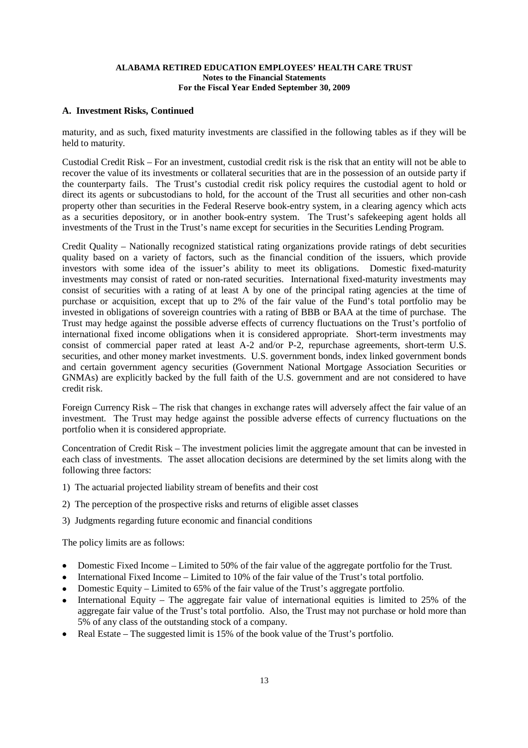## A. Investment Risks, Continued

maturity, and as such, fixed maturity investments are classified in the following tables as if they will be held to maturity.

Custodial Credit Risk – For an investment, custodial credit risk is the risk that an entity will not be able to recover the value of its investments or collateral securities that are in the possession of an outside party if the counterparty fails. The Trust's custodial credit risk policy requires the custodial agent to hold or direct its agents or subcustodians to hold, for the account of the Trust all securities and other non-cash property other than securities in the Federal Reserve book-entry system, in a clearing agency which acts as a securities depository, or in another book-entry system. The Trust's safekeeping agent holds all investments of the Trust in the Trust's name except for securities in the Securities Lending Program.

Credit Quality – Nationally recognized statistical rating organizations provide ratings of debt securities quality based on a variety of factors, such as the financial condition of the issuers, which provide investors with some idea of the issuer's ability to meet its obligations. Domestic fixed-maturity investments may consist of rated or non-rated securities. International fixed-maturity investments may consist of securities with a rating of at least A by one of the principal rating agencies at the time of purchase or acquisition, except that up to 2% of the fair value of the Fund's total portfolio may be invested in obligations of sovereign countries with a rating of BBB or BAA at the time of purchase. The Trust may hedge against the possible adverse effects of currency fluctuations on the Trust's portfolio of international fixed income obligations when it is considered appropriate. Short-term investments may consist of commercial paper rated at least A-2 and/or P-2, repurchase agreements, short-term U.S. securities, and other money market investments. U.S. government bonds, index linked government bonds and certain government agency securities (Government National Mortgage Association Securities or GNMAs) are explicitly backed by the full faith of the U.S. government and are not considered to have credit risk.

Foreign Currency Risk – The risk that changes in exchange rates will adversely affect the fair value of an investment. The Trust may hedge against the possible adverse effects of currency fluctuations on the portfolio when it is considered appropriate.

Concentration of Credit Risk – The investment policies limit the aggregate amount that can be invested in each class of investments. The asset allocation decisions are determined by the set limits along with the following three factors:

1) The actuarial projected liability stream of benefits and their cost
2) The perception of the prospective risks and returns of eligible asset classes
3) Judgments regarding future economic and financial conditions

The policy limits are as follows:

- Domestic Fixed Income – Limited to 50% of the fair value of the aggregate portfolio for the Trust.
- International Fixed Income – Limited to 10% of the fair value of the Trust's total portfolio.
- Domestic Equity – Limited to 65% of the fair value of the Trust's aggregate portfolio.
- International Equity – The aggregate fair value of international equities is limited to 25% of the aggregate fair value of the Trust's total portfolio. Also, the Trust may not purchase or hold more than 5% of any class of the outstanding stock of a company.
- Real Estate – The suggested limit is 15% of the book value of the Trust's portfolio.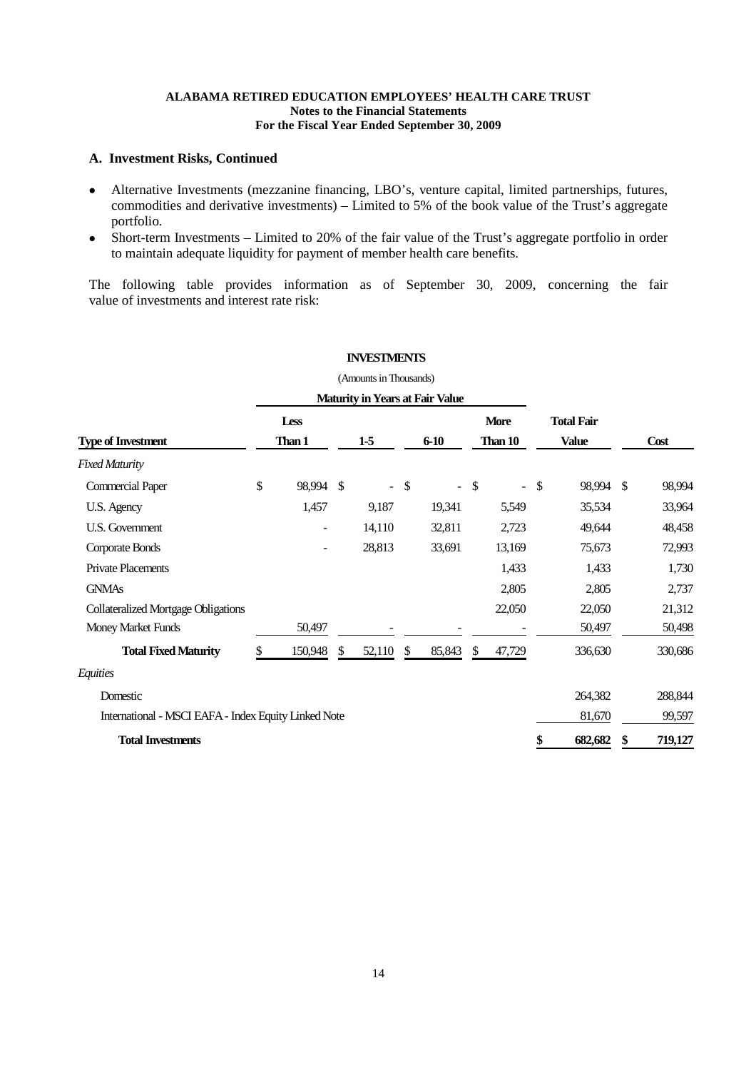## A. Investment Risks, Continued

- Alternative Investments (mezzanine financing, LBO's, venture capital, limited partnerships, futures, commodities and derivative investments) – Limited to 5% of the book value of the Trust's aggregate portfolio.
- Short-term Investments – Limited to 20% of the fair value of the Trust's aggregate portfolio in order to maintain adequate liquidity for payment of member health care benefits.

The following table provides information as of September 30, 2009, concerning the fair value of investments and interest rate risk:

**INVESTMENTS**

(Amounts in Thousands)

| | Maturity in Years at Fair Value | | | | | |
|---|---|---|---|---|---|---|
| **Type of Investment** | **Less Than 1** | **1-5** | **6-10** | **More Than 10** | **Total Fair Value** | **Cost** |
| *Fixed Maturity* | | | | | | |
| Commercial Paper | $ 98,994 | $ - | $ - | $ - | $ 98,994 | $ 98,994 |
| U.S. Agency | 1,457 | 9,187 | 19,341 | 5,549 | 35,534 | 33,964 |
| U.S. Government | - | 14,110 | 32,811 | 2,723 | 49,644 | 48,458 |
| Corporate Bonds | - | 28,813 | 33,691 | 13,169 | 75,673 | 72,993 |
| Private Placements | | | | 1,433 | 1,433 | 1,730 |
| GNMAs | | | | 2,805 | 2,805 | 2,737 |
| Collateralized Mortgage Obligations | | | | 22,050 | 22,050 | 21,312 |
| Money Market Funds | 50,497 | - | - | - | 50,497 | 50,498 |
| **Total Fixed Maturity** | $ 150,948 | $ 52,110 | $ 85,843 | $ 47,729 | 336,630 | 330,686 |
| *Equities* | | | | | | |
| Domestic | | | | | 264,382 | 288,844 |
| International - MSCI EAFA - Index Equity Linked Note | | | | | 81,670 | 99,597 |
| **Total Investments** | | | | | **$ 682,682** | **$ 719,127** |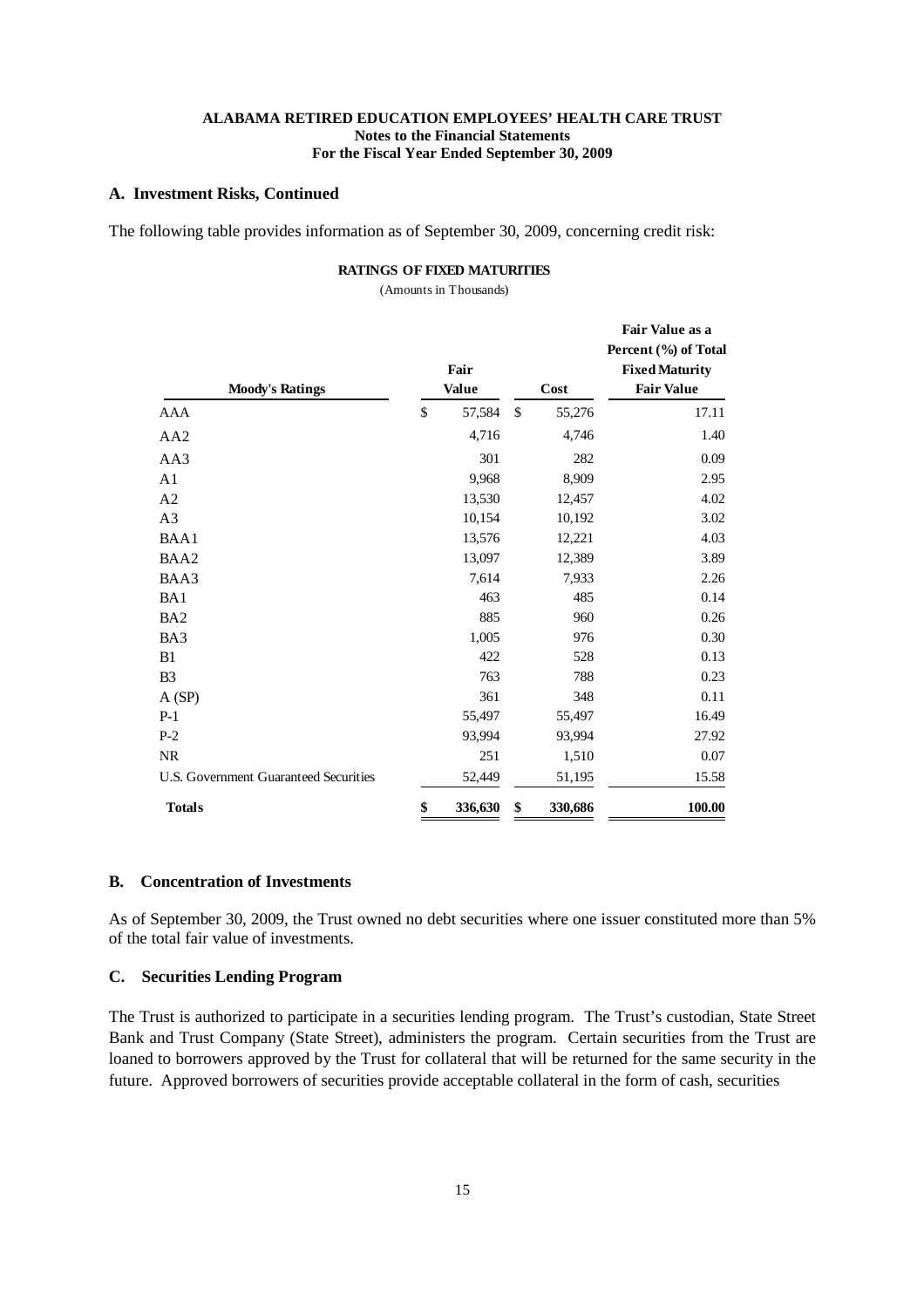**ALABAMA RETIRED EDUCATION EMPLOYEES' HEALTH CARE TRUST**
**Notes to the Financial Statements**
**For the Fiscal Year Ended September 30, 2009**

### A. Investment Risks, Continued

The following table provides information as of September 30, 2009, concerning credit risk:

**RATINGS OF FIXED MATURITIES**
(Amounts in Thousands)

| Moody's Ratings | Fair Value | Cost | Fair Value as a Percent (%) of Total Fixed Maturity Fair Value |
|---|---|---|---|
| AAA | $ 57,584 | $ 55,276 | 17.11 |
| AA2 | 4,716 | 4,746 | 1.40 |
| AA3 | 301 | 282 | 0.09 |
| A1 | 9,968 | 8,909 | 2.95 |
| A2 | 13,530 | 12,457 | 4.02 |
| A3 | 10,154 | 10,192 | 3.02 |
| BAA1 | 13,576 | 12,221 | 4.03 |
| BAA2 | 13,097 | 12,389 | 3.89 |
| BAA3 | 7,614 | 7,933 | 2.26 |
| BA1 | 463 | 485 | 0.14 |
| BA2 | 885 | 960 | 0.26 |
| BA3 | 1,005 | 976 | 0.30 |
| B1 | 422 | 528 | 0.13 |
| B3 | 763 | 788 | 0.23 |
| A (SP) | 361 | 348 | 0.11 |
| P-1 | 55,497 | 55,497 | 16.49 |
| P-2 | 93,994 | 93,994 | 27.92 |
| NR | 251 | 1,510 | 0.07 |
| U.S. Government Guaranteed Securities | 52,449 | 51,195 | 15.58 |
| **Totals** | **$ 336,630** | **$ 330,686** | **100.00** |

### B. Concentration of Investments

As of September 30, 2009, the Trust owned no debt securities where one issuer constituted more than 5% of the total fair value of investments.

### C. Securities Lending Program

The Trust is authorized to participate in a securities lending program. The Trust's custodian, State Street Bank and Trust Company (State Street), administers the program. Certain securities from the Trust are loaned to borrowers approved by the Trust for collateral that will be returned for the same security in the future. Approved borrowers of securities provide acceptable collateral in the form of cash, securities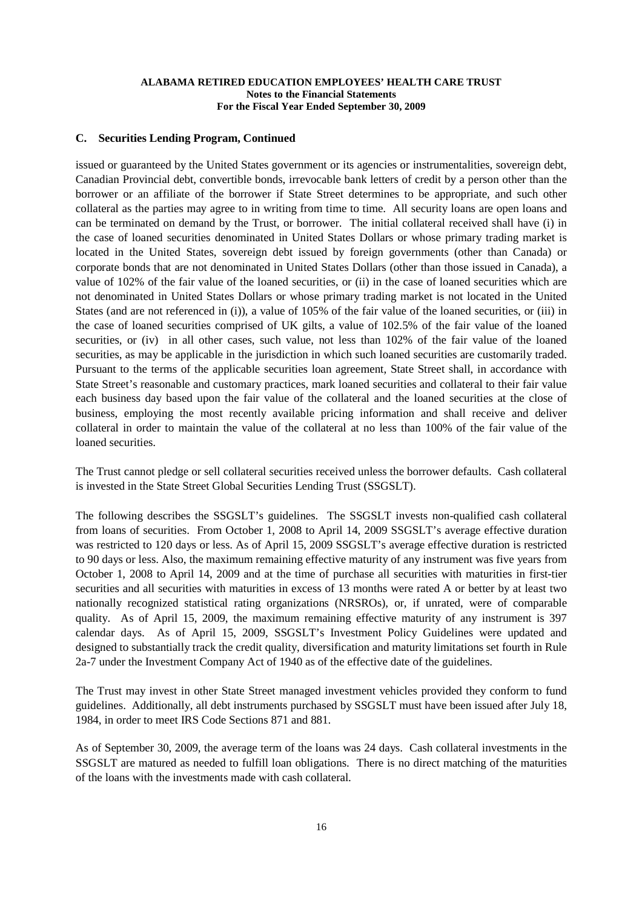## C. Securities Lending Program, Continued

issued or guaranteed by the United States government or its agencies or instrumentalities, sovereign debt, Canadian Provincial debt, convertible bonds, irrevocable bank letters of credit by a person other than the borrower or an affiliate of the borrower if State Street determines to be appropriate, and such other collateral as the parties may agree to in writing from time to time. All security loans are open loans and can be terminated on demand by the Trust, or borrower. The initial collateral received shall have (i) in the case of loaned securities denominated in United States Dollars or whose primary trading market is located in the United States, sovereign debt issued by foreign governments (other than Canada) or corporate bonds that are not denominated in United States Dollars (other than those issued in Canada), a value of 102% of the fair value of the loaned securities, or (ii) in the case of loaned securities which are not denominated in United States Dollars or whose primary trading market is not located in the United States (and are not referenced in (i)), a value of 105% of the fair value of the loaned securities, or (iii) in the case of loaned securities comprised of UK gilts, a value of 102.5% of the fair value of the loaned securities, or (iv) in all other cases, such value, not less than 102% of the fair value of the loaned securities, as may be applicable in the jurisdiction in which such loaned securities are customarily traded. Pursuant to the terms of the applicable securities loan agreement, State Street shall, in accordance with State Street's reasonable and customary practices, mark loaned securities and collateral to their fair value each business day based upon the fair value of the collateral and the loaned securities at the close of business, employing the most recently available pricing information and shall receive and deliver collateral in order to maintain the value of the collateral at no less than 100% of the fair value of the loaned securities.

The Trust cannot pledge or sell collateral securities received unless the borrower defaults. Cash collateral is invested in the State Street Global Securities Lending Trust (SSGSLT).

The following describes the SSGSLT's guidelines. The SSGSLT invests non-qualified cash collateral from loans of securities. From October 1, 2008 to April 14, 2009 SSGSLT's average effective duration was restricted to 120 days or less. As of April 15, 2009 SSGSLT's average effective duration is restricted to 90 days or less. Also, the maximum remaining effective maturity of any instrument was five years from October 1, 2008 to April 14, 2009 and at the time of purchase all securities with maturities in first-tier securities and all securities with maturities in excess of 13 months were rated A or better by at least two nationally recognized statistical rating organizations (NRSROs), or, if unrated, were of comparable quality. As of April 15, 2009, the maximum remaining effective maturity of any instrument is 397 calendar days. As of April 15, 2009, SSGSLT's Investment Policy Guidelines were updated and designed to substantially track the credit quality, diversification and maturity limitations set fourth in Rule 2a-7 under the Investment Company Act of 1940 as of the effective date of the guidelines.

The Trust may invest in other State Street managed investment vehicles provided they conform to fund guidelines. Additionally, all debt instruments purchased by SSGSLT must have been issued after July 18, 1984, in order to meet IRS Code Sections 871 and 881.

As of September 30, 2009, the average term of the loans was 24 days. Cash collateral investments in the SSGSLT are matured as needed to fulfill loan obligations. There is no direct matching of the maturities of the loans with the investments made with cash collateral.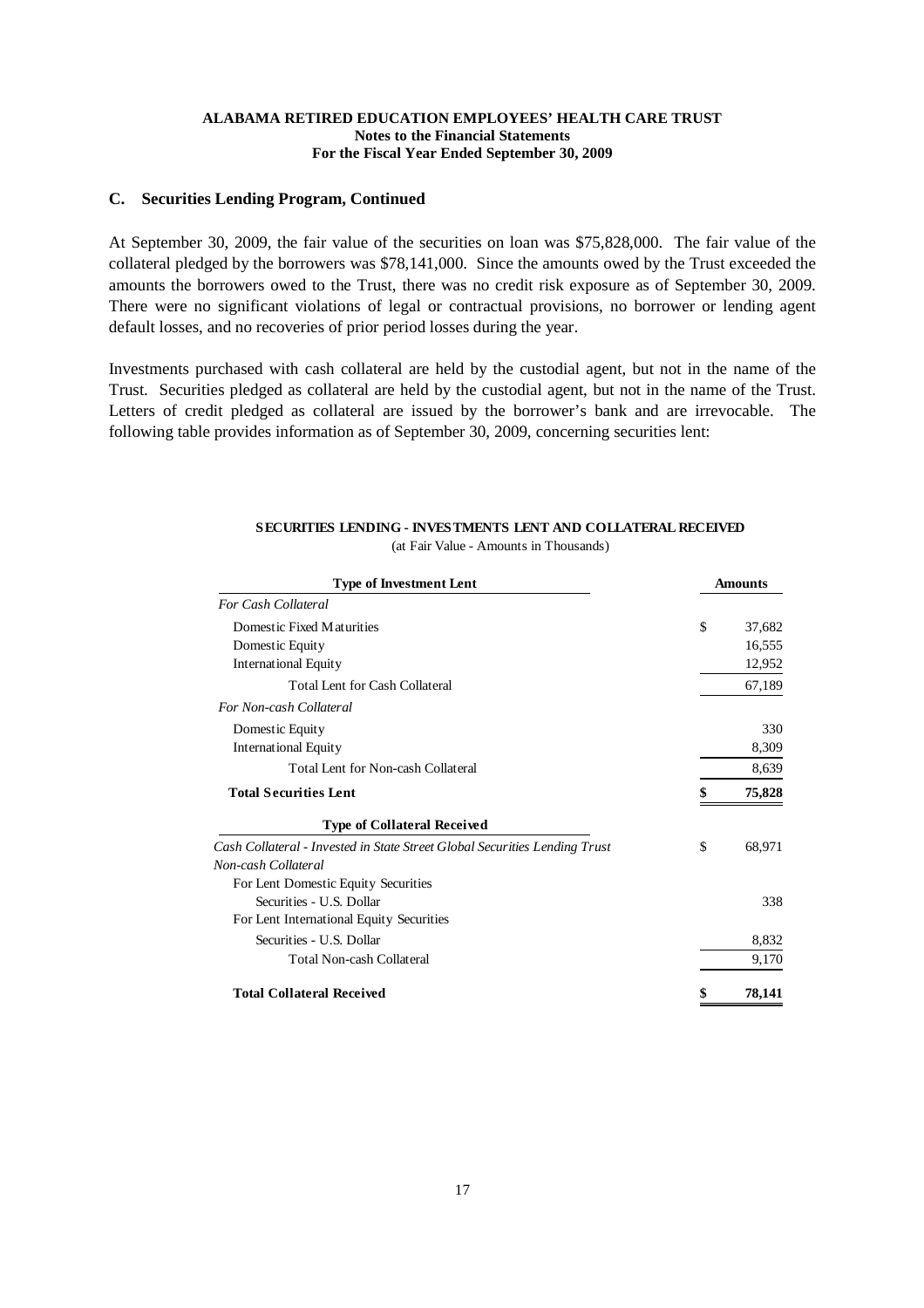## C. Securities Lending Program, Continued

At September 30, 2009, the fair value of the securities on loan was \$75,828,000. The fair value of the collateral pledged by the borrowers was \$78,141,000. Since the amounts owed by the Trust exceeded the amounts the borrowers owed to the Trust, there was no credit risk exposure as of September 30, 2009. There were no significant violations of legal or contractual provisions, no borrower or lending agent default losses, and no recoveries of prior period losses during the year.

Investments purchased with cash collateral are held by the custodial agent, but not in the name of the Trust. Securities pledged as collateral are held by the custodial agent, but not in the name of the Trust. Letters of credit pledged as collateral are issued by the borrower's bank and are irrevocable. The following table provides information as of September 30, 2009, concerning securities lent:

**SECURITIES LENDING - INVESTMENTS LENT AND COLLATERAL RECEIVED**
(at Fair Value - Amounts in Thousands)

| Type of Investment Lent | Amounts |
|---|---|
| *For Cash Collateral* | |
| Domestic Fixed Maturities | $ 37,682 |
| Domestic Equity | 16,555 |
| International Equity | 12,952 |
| Total Lent for Cash Collateral | 67,189 |
| *For Non-cash Collateral* | |
| Domestic Equity | 330 |
| International Equity | 8,309 |
| Total Lent for Non-cash Collateral | 8,639 |
| **Total Securities Lent** | **$ 75,828** |
| **Type of Collateral Received** | |
| *Cash Collateral - Invested in State Street Global Securities Lending Trust* | $ 68,971 |
| *Non-cash Collateral* | |
| For Lent Domestic Equity Securities | |
| Securities - U.S. Dollar | 338 |
| For Lent International Equity Securities | |
| Securities - U.S. Dollar | 8,832 |
| Total Non-cash Collateral | 9,170 |
| **Total Collateral Received** | **$ 78,141** |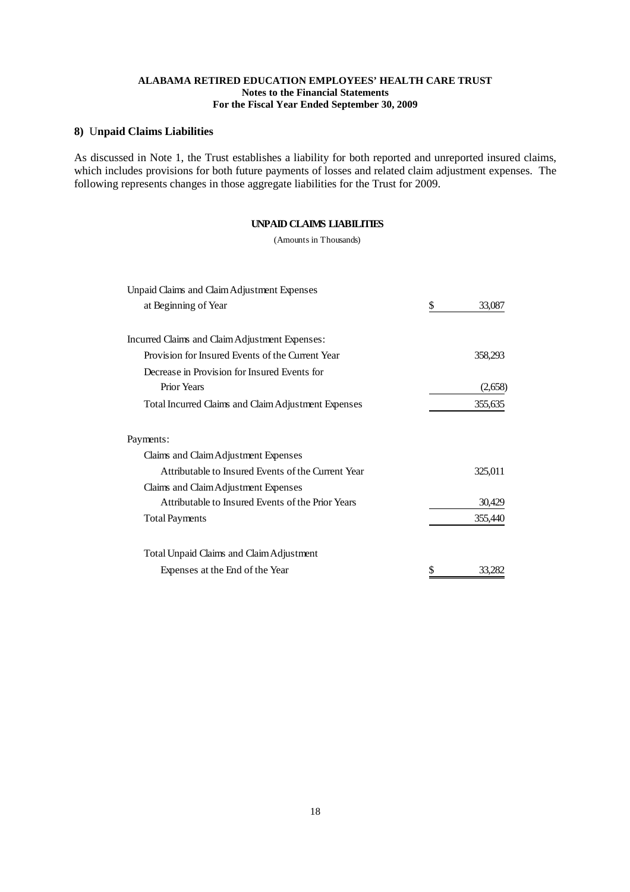**ALABAMA RETIRED EDUCATION EMPLOYEES' HEALTH CARE TRUST**
**Notes to the Financial Statements**
**For the Fiscal Year Ended September 30, 2009**

## 8) Unpaid Claims Liabilities

As discussed in Note 1, the Trust establishes a liability for both reported and unreported insured claims, which includes provisions for both future payments of losses and related claim adjustment expenses. The following represents changes in those aggregate liabilities for the Trust for 2009.

**UNPAID CLAIMS LIABILITIES**

(Amounts in Thousands)

| | |
|---|---|
| Unpaid Claims and Claim Adjustment Expenses at Beginning of Year | $ 33,087 |
| Incurred Claims and Claim Adjustment Expenses: | |
| Provision for Insured Events of the Current Year | 358,293 |
| Decrease in Provision for Insured Events for Prior Years | (2,658) |
| Total Incurred Claims and Claim Adjustment Expenses | 355,635 |
| Payments: | |
| Claims and Claim Adjustment Expenses Attributable to Insured Events of the Current Year | 325,011 |
| Claims and Claim Adjustment Expenses Attributable to Insured Events of the Prior Years | 30,429 |
| Total Payments | 355,440 |
| Total Unpaid Claims and Claim Adjustment Expenses at the End of the Year | $ 33,282 |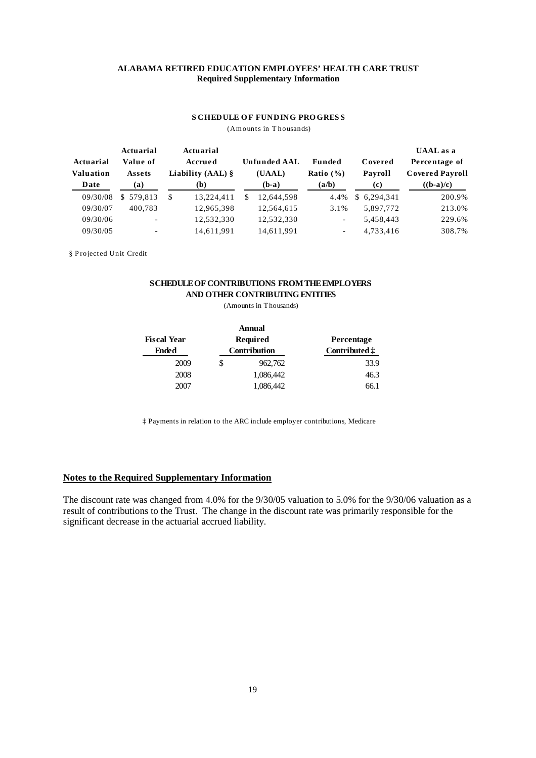**ALABAMA RETIRED EDUCATION EMPLOYEES' HEALTH CARE TRUST**
**Required Supplementary Information**

**SCHEDULE OF FUNDING PROGRESS**

(Amounts in Thousands)

| Actuarial Valuation Date | Actuarial Value of Assets (a) | Actuarial Accrued Liability (AAL) § (b) | Unfunded AAL (UAAL) (b-a) | Funded Ratio (%) (a/b) | Covered Payroll (c) | UAAL as a Percentage of Covered Payroll ((b-a)/c) |
|---|---|---|---|---|---|---|
| 09/30/08 | $ 579,813 | $ 13,224,411 | $ 12,644,598 | 4.4% | $ 6,294,341 | 200.9% |
| 09/30/07 | 400,783 | 12,965,398 | 12,564,615 | 3.1% | 5,897,772 | 213.0% |
| 09/30/06 | - | 12,532,330 | 12,532,330 | - | 5,458,443 | 229.6% |
| 09/30/05 | - | 14,611,991 | 14,611,991 | - | 4,733,416 | 308.7% |

§ Projected Unit Credit

**SCHEDULE OF CONTRIBUTIONS FROM THE EMPLOYERS AND OTHER CONTRIBUTING ENTITIES**

(Amounts in Thousands)

| Fiscal Year Ended | Annual Required Contribution | Percentage Contributed ‡ |
|---|---|---|
| 2009 | $ 962,762 | 33.9 |
| 2008 | 1,086,442 | 46.3 |
| 2007 | 1,086,442 | 66.1 |

‡ Payments in relation to the ARC include employer contributions, Medicare

**Notes to the Required Supplementary Information**

The discount rate was changed from 4.0% for the 9/30/05 valuation to 5.0% for the 9/30/06 valuation as a result of contributions to the Trust. The change in the discount rate was primarily responsible for the significant decrease in the actuarial accrued liability.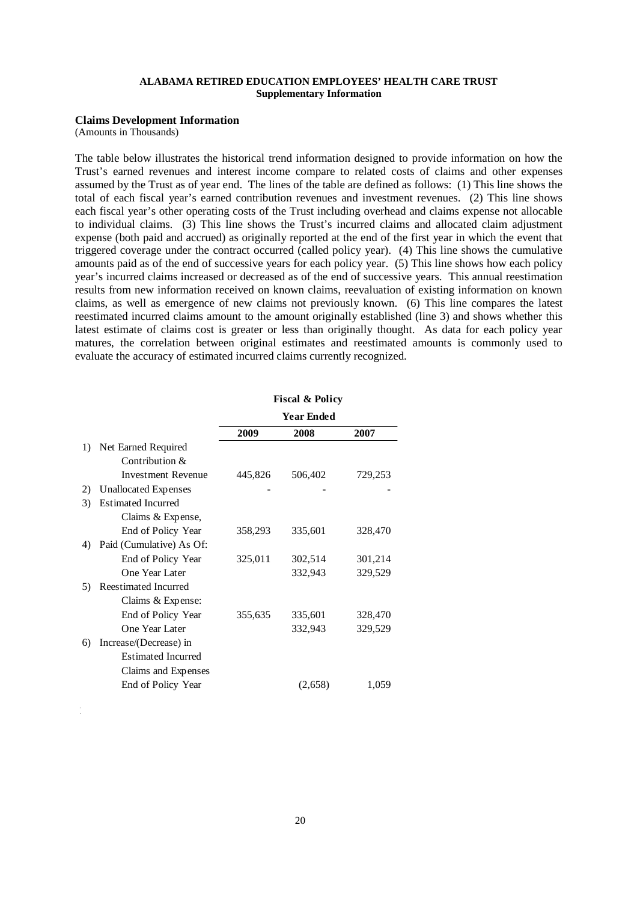**ALABAMA RETIRED EDUCATION EMPLOYEES' HEALTH CARE TRUST**
**Supplementary Information**

## Claims Development Information

(Amounts in Thousands)

The table below illustrates the historical trend information designed to provide information on how the Trust's earned revenues and interest income compare to related costs of claims and other expenses assumed by the Trust as of year end. The lines of the table are defined as follows: (1) This line shows the total of each fiscal year's earned contribution revenues and investment revenues. (2) This line shows each fiscal year's other operating costs of the Trust including overhead and claims expense not allocable to individual claims. (3) This line shows the Trust's incurred claims and allocated claim adjustment expense (both paid and accrued) as originally reported at the end of the first year in which the event that triggered coverage under the contract occurred (called policy year). (4) This line shows the cumulative amounts paid as of the end of successive years for each policy year. (5) This line shows how each policy year's incurred claims increased or decreased as of the end of successive years. This annual reestimation results from new information received on known claims, reevaluation of existing information on known claims, as well as emergence of new claims not previously known. (6) This line compares the latest reestimated incurred claims amount to the amount originally established (line 3) and shows whether this latest estimate of claims cost is greater or less than originally thought. As data for each policy year matures, the correlation between original estimates and reestimated amounts is commonly used to evaluate the accuracy of estimated incurred claims currently recognized.

| | Fiscal & Policy Year Ended | | |
|---|---|---|---|
| | **2009** | **2008** | **2007** |
| 1) Net Earned Required Contribution & Investment Revenue | 445,826 | 506,402 | 729,253 |
| 2) Unallocated Expenses | - | - | - |
| 3) Estimated Incurred Claims & Expense, End of Policy Year | 358,293 | 335,601 | 328,470 |
| 4) Paid (Cumulative) As Of: | | | |
| End of Policy Year | 325,011 | 302,514 | 301,214 |
| One Year Later | | 332,943 | 329,529 |
| 5) Reestimated Incurred Claims & Expense: | | | |
| End of Policy Year | 355,635 | 335,601 | 328,470 |
| One Year Later | | 332,943 | 329,529 |
| 6) Increase/(Decrease) in Estimated Incurred Claims and Expenses End of Policy Year | | (2,658) | 1,059 |